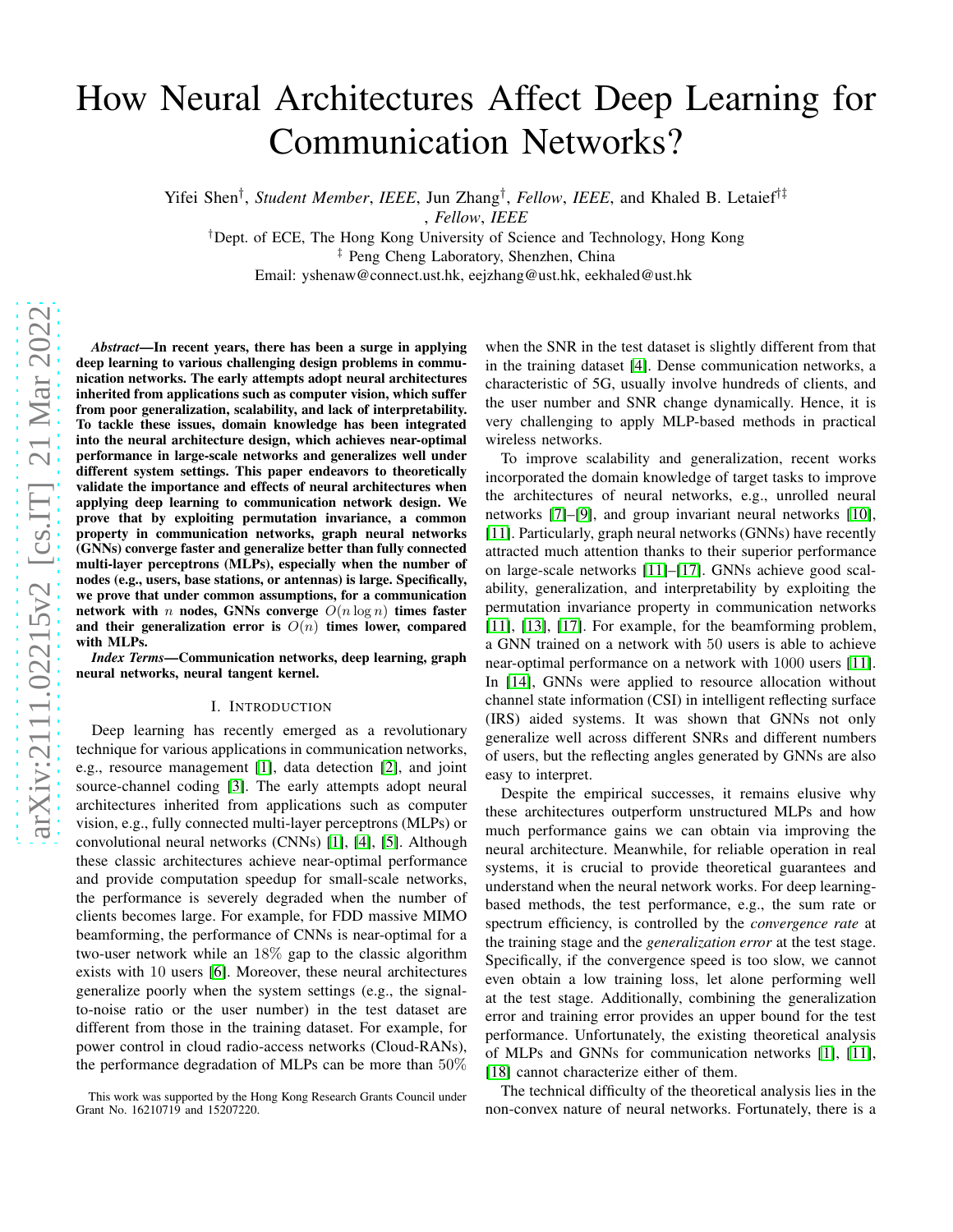# How Neural Architectures Affect Deep Learning for Communication Networks?

Yifei Shen[†], *Student Member*, *IEEE*, Jun Zhang[†], *Fellow*, *IEEE*, and Khaled B. Letaief[†‡], *Fellow*, *IEEE*

[†]Dept. of ECE, The Hong Kong University of Science and Technology, Hong Kong

[‡] Peng Cheng Laboratory, Shenzhen, China

Email: yshenaw@connect.ust.hk, eejzhang@ust.hk, eekhaled@ust.hk

***Abstract*—In recent years, there has been a surge in applying deep learning to various challenging design problems in communication networks. The early attempts adopt neural architectures inherited from applications such as computer vision, which suffer from poor generalization, scalability, and lack of interpretability. To tackle these issues, domain knowledge has been integrated into the neural architecture design, which achieves near-optimal performance in large-scale networks and generalizes well under different system settings. This paper endeavors to theoretically validate the importance and effects of neural architectures when applying deep learning to communication network design. We prove that by exploiting permutation invariance, a common property in communication networks, graph neural networks (GNNs) converge faster and generalize better than fully connected multi-layer perceptrons (MLPs), especially when the number of nodes (e.g., users, base stations, or antennas) is large. Specifically, we prove that under common assumptions, for a communication network with $n$ nodes, GNNs converge $O(n \log n)$ times faster and their generalization error is $O(n)$ times lower, compared with MLPs.**

***Index Terms*—Communication networks, deep learning, graph neural networks, neural tangent kernel.**

## I. Introduction

Deep learning has recently emerged as a revolutionary technique for various applications in communication networks, e.g., resource management [1], data detection [2], and joint source-channel coding [3]. The early attempts adopt neural architectures inherited from applications such as computer vision, e.g., fully connected multi-layer perceptrons (MLPs) or convolutional neural networks (CNNs) [1], [4], [5]. Although these classic architectures achieve near-optimal performance and provide computation speedup for small-scale networks, the performance is severely degraded when the number of clients becomes large. For example, for FDD massive MIMO beamforming, the performance of CNNs is near-optimal for a two-user network while an 18% gap to the classic algorithm exists with 10 users [6]. Moreover, these neural architectures generalize poorly when the system settings (e.g., the signal-to-noise ratio or the user number) in the test dataset are different from those in the training dataset. For example, for power control in cloud radio-access networks (Cloud-RANs), the performance degradation of MLPs can be more than 50% when the SNR in the test dataset is slightly different from that in the training dataset [4]. Dense communication networks, a characteristic of 5G, usually involve hundreds of clients, and the user number and SNR change dynamically. Hence, it is very challenging to apply MLP-based methods in practical wireless networks.

To improve scalability and generalization, recent works incorporated the domain knowledge of target tasks to improve the architectures of neural networks, e.g., unrolled neural networks [7]–[9], and group invariant neural networks [10], [11]. Particularly, graph neural networks (GNNs) have recently attracted much attention thanks to their superior performance on large-scale networks [11]–[17]. GNNs achieve good scalability, generalization, and interpretability by exploiting the permutation invariance property in communication networks [11], [13], [17]. For example, for the beamforming problem, a GNN trained on a network with 50 users is able to achieve near-optimal performance on a network with 1000 users [11]. In [14], GNNs were applied to resource allocation without channel state information (CSI) in intelligent reflecting surface (IRS) aided systems. It was shown that GNNs not only generalize well across different SNRs and different numbers of users, but the reflecting angles generated by GNNs are also easy to interpret.

Despite the empirical successes, it remains elusive why these architectures outperform unstructured MLPs and how much performance gains we can obtain via improving the neural architecture. Meanwhile, for reliable operation in real systems, it is crucial to provide theoretical guarantees and understand when the neural network works. For deep learning-based methods, the test performance, e.g., the sum rate or spectrum efficiency, is controlled by the *convergence rate* at the training stage and the *generalization error* at the test stage. Specifically, if the convergence speed is too slow, we cannot even obtain a low training loss, let alone performing well at the test stage. Additionally, combining the generalization error and training error provides an upper bound for the test performance. Unfortunately, the existing theoretical analysis of MLPs and GNNs for communication networks [1], [11], [18] cannot characterize either of them.

The technical difficulty of the theoretical analysis lies in the non-convex nature of neural networks. Fortunately, there is a

This work was supported by the Hong Kong Research Grants Council under Grant No. 16210719 and 15207220.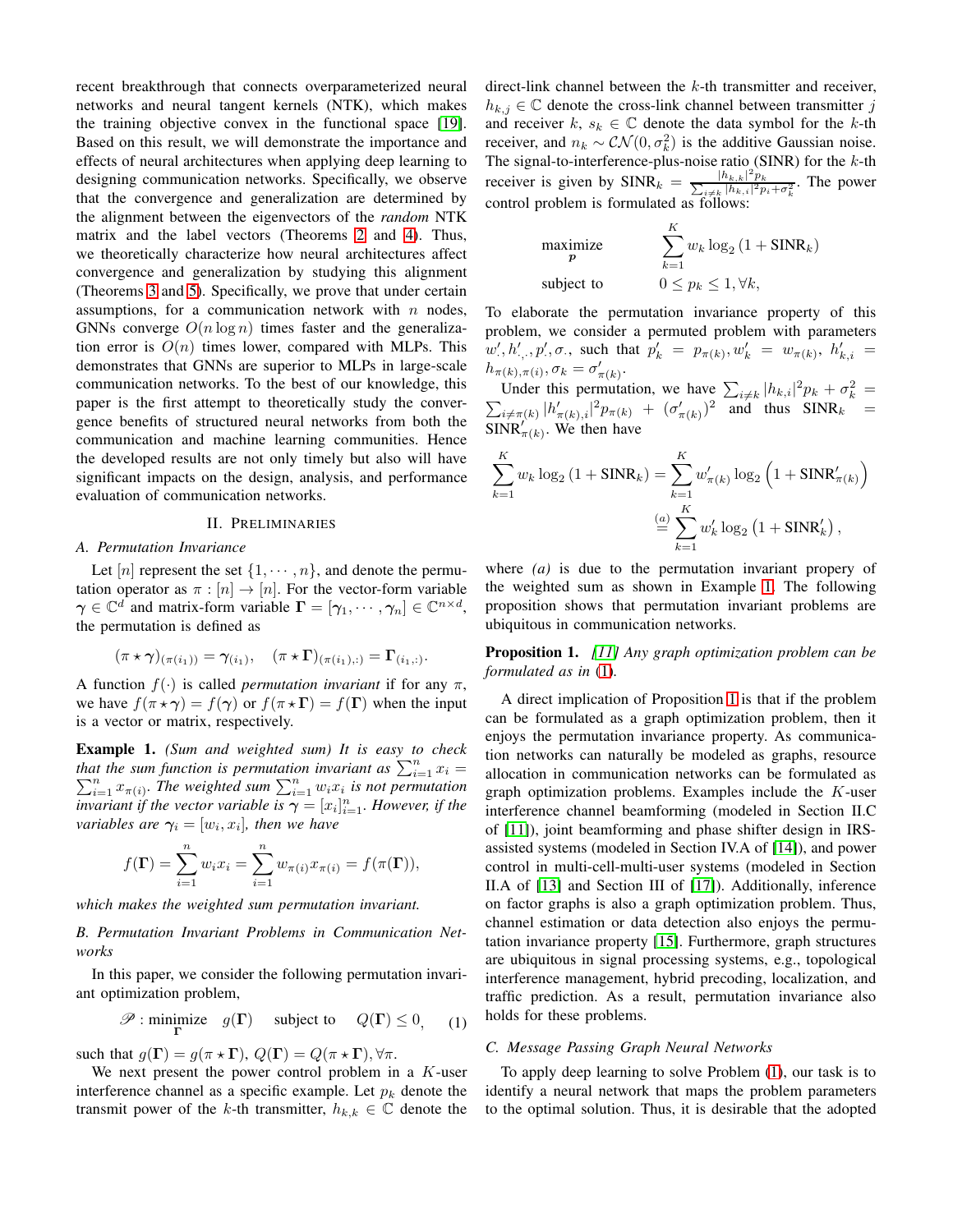recent breakthrough that connects overparameterized neural networks and neural tangent kernels (NTK), which makes the training objective convex in the functional space [19]. Based on this result, we will demonstrate the importance and effects of neural architectures when applying deep learning to designing communication networks. Specifically, we observe that the convergence and generalization are determined by the alignment between the eigenvectors of the *random* NTK matrix and the label vectors (Theorems 2 and 4). Thus, we theoretically characterize how neural architectures affect convergence and generalization by studying this alignment (Theorems 3 and 5). Specifically, we prove that under certain assumptions, for a communication network with $n$ nodes, GNNs converge $O(n \log n)$ times faster and the generalization error is $O(n)$ times lower, compared with MLPs. This demonstrates that GNNs are superior to MLPs in large-scale communication networks. To the best of our knowledge, this paper is the first attempt to theoretically study the convergence benefits of structured neural networks from both the communication and machine learning communities. Hence the developed results are not only timely but also will have significant impacts on the design, analysis, and performance evaluation of communication networks.

## II. Preliminaries

### A. Permutation Invariance

Let $[n]$ represent the set $\{1, \cdots, n\}$, and denote the permutation operator as $\pi : [n] \to [n]$. For the vector-form variable $\boldsymbol{\gamma} \in \mathbb{C}^d$ and matrix-form variable $\boldsymbol{\Gamma} = [\boldsymbol{\gamma}_1, \cdots, \boldsymbol{\gamma}_n] \in \mathbb{C}^{n \times d}$, the permutation is defined as

$$(\pi \star \boldsymbol{\gamma})_{(\pi(i_1))} = \boldsymbol{\gamma}_{(i_1)}, \quad (\pi \star \boldsymbol{\Gamma})_{(\pi(i_1),:)} = \boldsymbol{\Gamma}_{(i_1,:)}.$$

A function $f(\cdot)$ is called *permutation invariant* if for any $\pi$, we have $f(\pi \star \boldsymbol{\gamma}) = f(\boldsymbol{\gamma})$ or $f(\pi \star \boldsymbol{\Gamma}) = f(\boldsymbol{\Gamma})$ when the input is a vector or matrix, respectively.

**Example 1.** *(Sum and weighted sum) It is easy to check that the sum function is permutation invariant as $\sum_{i=1}^n x_i = \sum_{i=1}^n x_{\pi(i)}$. The weighted sum $\sum_{i=1}^n w_i x_i$ is not permutation invariant if the vector variable is $\boldsymbol{\gamma} = [x_i]_{i=1}^n$. However, if the variables are $\boldsymbol{\gamma}_i = [w_i, x_i]$, then we have*

$$f(\boldsymbol{\Gamma}) = \sum_{i=1}^n w_i x_i = \sum_{i=1}^n w_{\pi(i)} x_{\pi(i)} = f(\pi(\boldsymbol{\Gamma})),$$

*which makes the weighted sum permutation invariant.*

### B. Permutation Invariant Problems in Communication Networks

In this paper, we consider the following permutation invariant optimization problem,

$$\mathscr{P} : \underset{\boldsymbol{\Gamma}}{\text{minimize}} \quad g(\boldsymbol{\Gamma}) \quad \text{subject to} \quad Q(\boldsymbol{\Gamma}) \leq 0, \tag{1}$$

such that $g(\boldsymbol{\Gamma}) = g(\pi \star \boldsymbol{\Gamma})$, $Q(\boldsymbol{\Gamma}) = Q(\pi \star \boldsymbol{\Gamma}), \forall \pi$.

We next present the power control problem in a $K$-user interference channel as a specific example. Let $p_k$ denote the transmit power of the $k$-th transmitter, $h_{k,k} \in \mathbb{C}$ denote the direct-link channel between the $k$-th transmitter and receiver, $h_{k,j} \in \mathbb{C}$ denote the cross-link channel between transmitter $j$ and receiver $k$, $s_k \in \mathbb{C}$ denote the data symbol for the $k$-th receiver, and $n_k \sim \mathcal{CN}(0, \sigma_k^2)$ is the additive Gaussian noise. The signal-to-interference-plus-noise ratio (SINR) for the $k$-th receiver is given by $\text{SINR}_k = \frac{|h_{k,k}|^2 p_k}{\sum_{i \neq k} |h_{k,i}|^2 p_i + \sigma_k^2}$. The power control problem is formulated as follows:

$$\begin{aligned} &\underset{\boldsymbol{p}}{\text{maximize}} && \sum_{k=1}^K w_k \log_2 (1 + \text{SINR}_k) \\ &\text{subject to} && 0 \leq p_k \leq 1, \forall k, \end{aligned}$$

To elaborate the permutation invariance property of this problem, we consider a permuted problem with parameters $w', h'_{\cdot,\cdot}, p', \sigma_\cdot$, such that $p'_k = p_{\pi(k)}, w'_k = w_{\pi(k)}, h'_{k,i} = h_{\pi(k),\pi(i)}, \sigma_k = \sigma'_{\pi(k)}$.

Under this permutation, we have $\sum_{i \neq k} |h_{k,i}|^2 p_k + \sigma_k^2 = \sum_{i \neq \pi(k)} |h'_{\pi(k),i}|^2 p_{\pi(k)} + (\sigma'_{\pi(k)})^2$ and thus $\text{SINR}_k = \text{SINR}'_{\pi(k)}$. We then have

$$\begin{aligned} \sum_{k=1}^K w_k \log_2 (1 + \text{SINR}_k) &= \sum_{k=1}^K w'_{\pi(k)} \log_2 \left(1 + \text{SINR}'_{\pi(k)}\right) \\ &\overset{(a)}{=} \sum_{k=1}^K w'_k \log_2 \left(1 + \text{SINR}'_k\right), \end{aligned}$$

where *(a)* is due to the permutation invariant propery of the weighted sum as shown in Example 1. The following proposition shows that permutation invariant problems are ubiquitous in communication networks.

**Proposition 1.** *[11] Any graph optimization problem can be formulated as in (1).*

A direct implication of Proposition 1 is that if the problem can be formulated as a graph optimization problem, then it enjoys the permutation invariance property. As communication networks can naturally be modeled as graphs, resource allocation in communication networks can be formulated as graph optimization problems. Examples include the $K$-user interference channel beamforming (modeled in Section II.C of [11]), joint beamforming and phase shifter design in IRS-assisted systems (modeled in Section IV.A of [14]), and power control in multi-cell-multi-user systems (modeled in Section II.A of [13] and Section III of [17]). Additionally, inference on factor graphs is also a graph optimization problem. Thus, channel estimation or data detection also enjoys the permutation invariance property [15]. Furthermore, graph structures are ubiquitous in signal processing systems, e.g., topological interference management, hybrid precoding, localization, and traffic prediction. As a result, permutation invariance also holds for these problems.

### C. Message Passing Graph Neural Networks

To apply deep learning to solve Problem (1), our task is to identify a neural network that maps the problem parameters to the optimal solution. Thus, it is desirable that the adopted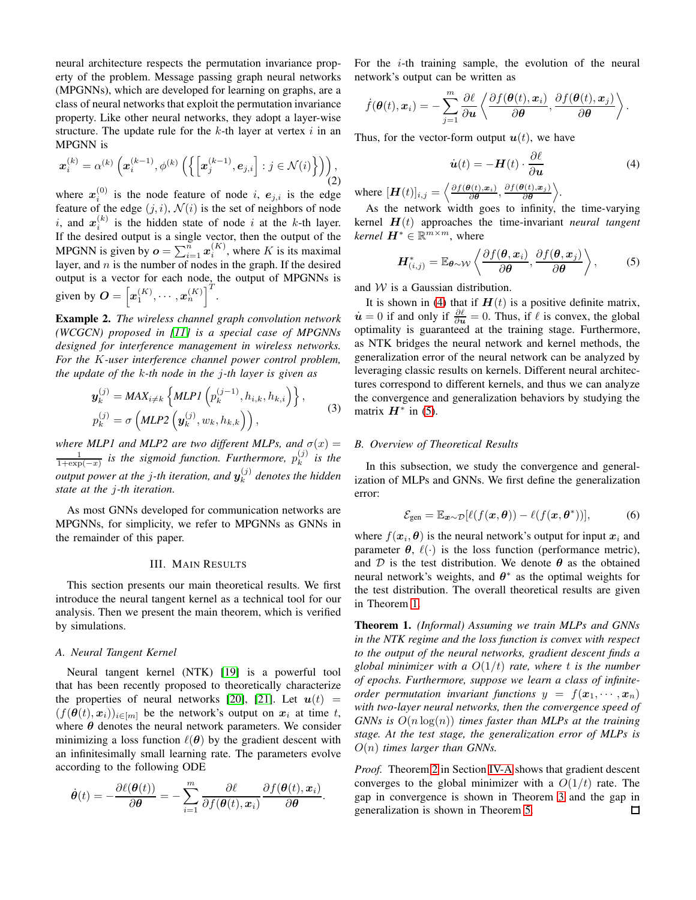neural architecture respects the permutation invariance property of the problem. Message passing graph neural networks (MPGNNs), which are developed for learning on graphs, are a class of neural networks that exploit the permutation invariance property. Like other neural networks, they adopt a layer-wise structure. The update rule for the $k$-th layer at vertex $i$ in an MPGNN is

$$\boldsymbol{x}_i^{(k)} = \alpha^{(k)}\left(\boldsymbol{x}_i^{(k-1)}, \phi^{(k)}\left(\left\{\left[\boldsymbol{x}_j^{(k-1)}, \boldsymbol{e}_{j,i}\right] : j \in \mathcal{N}(i)\right\}\right)\right), \tag{2}$$

where $\boldsymbol{x}_i^{(0)}$ is the node feature of node $i$, $\boldsymbol{e}_{j,i}$ is the edge feature of the edge $(j,i)$, $\mathcal{N}(i)$ is the set of neighbors of node $i$, and $\boldsymbol{x}_i^{(k)}$ is the hidden state of node $i$ at the $k$-th layer. If the desired output is a single vector, then the output of the MPGNN is given by $\boldsymbol{o} = \sum_{i=1}^{n} \boldsymbol{x}_i^{(K)}$, where $K$ is its maximal layer, and $n$ is the number of nodes in the graph. If the desired output is a vector for each node, the output of MPGNNs is given by $\boldsymbol{O} = \left[\boldsymbol{x}_1^{(K)}, \cdots, \boldsymbol{x}_n^{(K)}\right]^T$.

**Example 2.** *The wireless channel graph convolution network (WCGCN) proposed in [11] is a special case of MPGNNs designed for interference management in wireless networks. For the $K$-user interference channel power control problem, the update of the $k$-th node in the $j$-th layer is given as*

$$\begin{aligned} \boldsymbol{y}_k^{(j)} &= \text{MAX}_{i \neq k}\left\{\text{MLP1}\left(p_k^{(j-1)}, h_{i,k}, h_{k,i}\right)\right\}, \\ p_k^{(j)} &= \sigma\left(\text{MLP2}\left(\boldsymbol{y}_k^{(j)}, w_k, h_{k,k}\right)\right), \end{aligned} \tag{3}$$

*where MLP1 and MLP2 are two different MLPs, and $\sigma(x) = \frac{1}{1+\exp(-x)}$ is the sigmoid function. Furthermore, $p_k^{(j)}$ is the output power at the $j$-th iteration, and $\boldsymbol{y}_k^{(j)}$ denotes the hidden state at the $j$-th iteration.*

As most GNNs developed for communication networks are MPGNNs, for simplicity, we refer to MPGNNs as GNNs in the remainder of this paper.

## III. Main Results

This section presents our main theoretical results. We first introduce the neural tangent kernel as a technical tool for our analysis. Then we present the main theorem, which is verified by simulations.

### A. Neural Tangent Kernel

Neural tangent kernel (NTK) [19] is a powerful tool that has been recently proposed to theoretically characterize the properties of neural networks [20], [21]. Let $\boldsymbol{u}(t) = (f(\boldsymbol{\theta}(t), \boldsymbol{x}_i))_{i \in [m]}$ be the network's output on $\boldsymbol{x}_i$ at time $t$, where $\boldsymbol{\theta}$ denotes the neural network parameters. We consider minimizing a loss function $\ell(\boldsymbol{\theta})$ by the gradient descent with an infinitesimally small learning rate. The parameters evolve according to the following ODE

$$\dot{\boldsymbol{\theta}}(t) = -\frac{\partial \ell(\boldsymbol{\theta}(t))}{\partial \boldsymbol{\theta}} = -\sum_{i=1}^{m} \frac{\partial \ell}{\partial f(\boldsymbol{\theta}(t), \boldsymbol{x}_i)} \frac{\partial f(\boldsymbol{\theta}(t), \boldsymbol{x}_i)}{\partial \boldsymbol{\theta}}.$$

For the $i$-th training sample, the evolution of the neural network's output can be written as

$$\dot{f}(\boldsymbol{\theta}(t), \boldsymbol{x}_i) = -\sum_{j=1}^{m} \frac{\partial \ell}{\partial \boldsymbol{u}} \left\langle \frac{\partial f(\boldsymbol{\theta}(t), \boldsymbol{x}_i)}{\partial \boldsymbol{\theta}}, \frac{\partial f(\boldsymbol{\theta}(t), \boldsymbol{x}_j)}{\partial \boldsymbol{\theta}} \right\rangle.$$

Thus, for the vector-form output $\boldsymbol{u}(t)$, we have

$$\dot{\boldsymbol{u}}(t) = -\boldsymbol{H}(t) \cdot \frac{\partial \ell}{\partial \boldsymbol{u}} \tag{4}$$

where $[\boldsymbol{H}(t)]_{i,j} = \left\langle \frac{\partial f(\boldsymbol{\theta}(t), \boldsymbol{x}_i)}{\partial \boldsymbol{\theta}}, \frac{\partial f(\boldsymbol{\theta}(t), \boldsymbol{x}_j)}{\partial \boldsymbol{\theta}} \right\rangle$.

As the network width goes to infinity, the time-varying kernel $\boldsymbol{H}(t)$ approaches the time-invariant *neural tangent kernel* $\boldsymbol{H}^* \in \mathbb{R}^{m \times m}$, where

$$\boldsymbol{H}^*_{(i,j)} = \mathbb{E}_{\boldsymbol{\theta} \sim \mathcal{W}} \left\langle \frac{\partial f(\boldsymbol{\theta}, \boldsymbol{x}_i)}{\partial \boldsymbol{\theta}}, \frac{\partial f(\boldsymbol{\theta}, \boldsymbol{x}_j)}{\partial \boldsymbol{\theta}} \right\rangle, \tag{5}$$

and $\mathcal{W}$ is a Gaussian distribution.

It is shown in (4) that if $\boldsymbol{H}(t)$ is a positive definite matrix, $\dot{\boldsymbol{u}} = 0$ if and only if $\frac{\partial \ell}{\partial \boldsymbol{u}} = 0$. Thus, if $\ell$ is convex, the global optimality is guaranteed at the training stage. Furthermore, as NTK bridges the neural network and kernel methods, the generalization error of the neural network can be analyzed by leveraging classic results on kernels. Different neural architectures correspond to different kernels, and thus we can analyze the convergence and generalization behaviors by studying the matrix $\boldsymbol{H}^*$ in (5).

### B. Overview of Theoretical Results

In this subsection, we study the convergence and generalization of MLPs and GNNs. We first define the generalization error:

$$\mathcal{E}_{\text{gen}} = \mathbb{E}_{\boldsymbol{x} \sim \mathcal{D}}[\ell(f(\boldsymbol{x}, \boldsymbol{\theta})) - \ell(f(\boldsymbol{x}, \boldsymbol{\theta}^*))], \tag{6}$$

where $f(\boldsymbol{x}_i, \boldsymbol{\theta})$ is the neural network's output for input $\boldsymbol{x}_i$ and parameter $\boldsymbol{\theta}$, $\ell(\cdot)$ is the loss function (performance metric), and $\mathcal{D}$ is the test distribution. We denote $\boldsymbol{\theta}$ as the obtained neural network's weights, and $\boldsymbol{\theta}^*$ as the optimal weights for the test distribution. The overall theoretical results are given in Theorem 1.

**Theorem 1.** *(Informal) Assuming we train MLPs and GNNs in the NTK regime and the loss function is convex with respect to the output of the neural networks, gradient descent finds a global minimizer with a $O(1/t)$ rate, where $t$ is the number of epochs. Furthermore, suppose we learn a class of infinite-order permutation invariant functions $y = f(\boldsymbol{x}_1, \cdots, \boldsymbol{x}_n)$ with two-layer neural networks, then the convergence speed of GNNs is $O(n \log(n))$ times faster than MLPs at the training stage. At the test stage, the generalization error of MLPs is $O(n)$ times larger than GNNs.*

*Proof.* Theorem 2 in Section IV-A shows that gradient descent converges to the global minimizer with a $O(1/t)$ rate. The gap in convergence is shown in Theorem 3 and the gap in generalization is shown in Theorem 5. □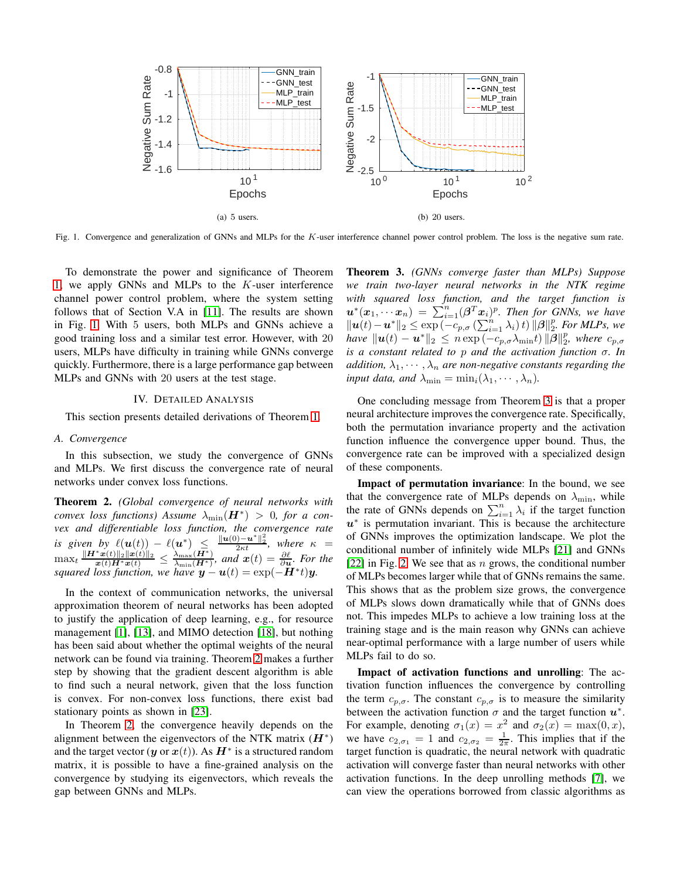(a) 5 users.

(b) 20 users.

Fig. 1. Convergence and generalization of GNNs and MLPs for the $K$-user interference channel power control problem. The loss is the negative sum rate.

To demonstrate the power and significance of Theorem 1, we apply GNNs and MLPs to the $K$-user interference channel power control problem, where the system setting follows that of Section V.A in [11]. The results are shown in Fig. 1. With 5 users, both MLPs and GNNs achieve a good training loss and a similar test error. However, with 20 users, MLPs have difficulty in training while GNNs converge quickly. Furthermore, there is a large performance gap between MLPs and GNNs with 20 users at the test stage.

## IV. Detailed Analysis

This section presents detailed derivations of Theorem 1.

### A. Convergence

In this subsection, we study the convergence of GNNs and MLPs. We first discuss the convergence rate of neural networks under convex loss functions.

**Theorem 2.** *(Global convergence of neural networks with convex loss functions) Assume $\lambda_{\min}(\boldsymbol{H}^*) > 0$, for a convex and differentiable loss function, the convergence rate is given by $\ell(\boldsymbol{u}(t)) - \ell(\boldsymbol{u}^*) \leq \frac{\|\boldsymbol{u}(0)-\boldsymbol{u}^*\|_2^2}{2\kappa t}$, where $\kappa = \max_t \frac{\|\boldsymbol{H}^*\boldsymbol{x}(t)\|_2\|\boldsymbol{x}(t)\|_2}{\boldsymbol{x}(t)\boldsymbol{H}^*\boldsymbol{x}(t)} \leq \frac{\lambda_{\max}(\boldsymbol{H}^*)}{\lambda_{\min}(\boldsymbol{H}^*)}$, and $\boldsymbol{x}(t) = \frac{\partial \ell}{\partial \boldsymbol{u}}$. For the squared loss function, we have $\boldsymbol{y} - \boldsymbol{u}(t) = \exp(-\boldsymbol{H}^*t)\boldsymbol{y}$.*

In the context of communication networks, the universal approximation theorem of neural networks has been adopted to justify the application of deep learning, e.g., for resource management [1], [13], and MIMO detection [18], but nothing has been said about whether the optimal weights of the neural network can be found via training. Theorem 2 makes a further step by showing that the gradient descent algorithm is able to find such a neural network, given that the loss function is convex. For non-convex loss functions, there exist bad stationary points as shown in [23].

In Theorem 2, the convergence heavily depends on the alignment between the eigenvectors of the NTK matrix ($\boldsymbol{H}^*$) and the target vector ($\boldsymbol{y}$ or $\boldsymbol{x}(t)$). As $\boldsymbol{H}^*$ is a structured random matrix, it is possible to have a fine-grained analysis on the convergence by studying its eigenvectors, which reveals the gap between GNNs and MLPs.

**Theorem 3.** *(GNNs converge faster than MLPs) Suppose we train two-layer neural networks in the NTK regime with squared loss function, and the target function is $\boldsymbol{u}^*(\boldsymbol{x}_1, \cdots \boldsymbol{x}_n) = \sum_{i=1}^n (\boldsymbol{\beta}^T\boldsymbol{x}_i)^p$. Then for GNNs, we have $\|\boldsymbol{u}(t) - \boldsymbol{u}^*\|_2 \leq \exp\left(-c_{p,\sigma}\left(\sum_{i=1}^n \lambda_i\right)t\right)\|\boldsymbol{\beta}\|_2^p$. For MLPs, we have $\|\boldsymbol{u}(t) - \boldsymbol{u}^*\|_2 \leq n\exp\left(-c_{p,\sigma}\lambda_{\min}t\right)\|\boldsymbol{\beta}\|_2^p$, where $c_{p,\sigma}$ is a constant related to $p$ and the activation function $\sigma$. In addition, $\lambda_1, \cdots, \lambda_n$ are non-negative constants regarding the input data, and $\lambda_{\min} = \min_i(\lambda_1, \cdots, \lambda_n)$.*

One concluding message from Theorem 3 is that a proper neural architecture improves the convergence rate. Specifically, both the permutation invariance property and the activation function influence the convergence upper bound. Thus, the convergence rate can be improved with a specialized design of these components.

**Impact of permutation invariance**: In the bound, we see that the convergence rate of MLPs depends on $\lambda_{\min}$, while the rate of GNNs depends on $\sum_{i=1}^n \lambda_i$ if the target function $\boldsymbol{u}^*$ is permutation invariant. This is because the architecture of GNNs improves the optimization landscape. We plot the conditional number of infinitely wide MLPs [21] and GNNs [22] in Fig. 2. We see that as $n$ grows, the conditional number of MLPs becomes larger while that of GNNs remains the same. This shows that as the problem size grows, the convergence of MLPs slows down dramatically while that of GNNs does not. This impedes MLPs to achieve a low training loss at the training stage and is the main reason why GNNs can achieve near-optimal performance with a large number of users while MLPs fail to do so.

**Impact of activation functions and unrolling**: The activation function influences the convergence by controlling the term $c_{p,\sigma}$. The constant $c_{p,\sigma}$ is to measure the similarity between the activation function $\sigma$ and the target function $\boldsymbol{u}^*$. For example, denoting $\sigma_1(x) = x^2$ and $\sigma_2(x) = \max(0, x)$, we have $c_{2,\sigma_1} = 1$ and $c_{2,\sigma_2} = \frac{1}{2\pi}$. This implies that if the target function is quadratic, the neural network with quadratic activation will converge faster than neural networks with other activation functions. In the deep unrolling methods [7], we can view the operations borrowed from classic algorithms as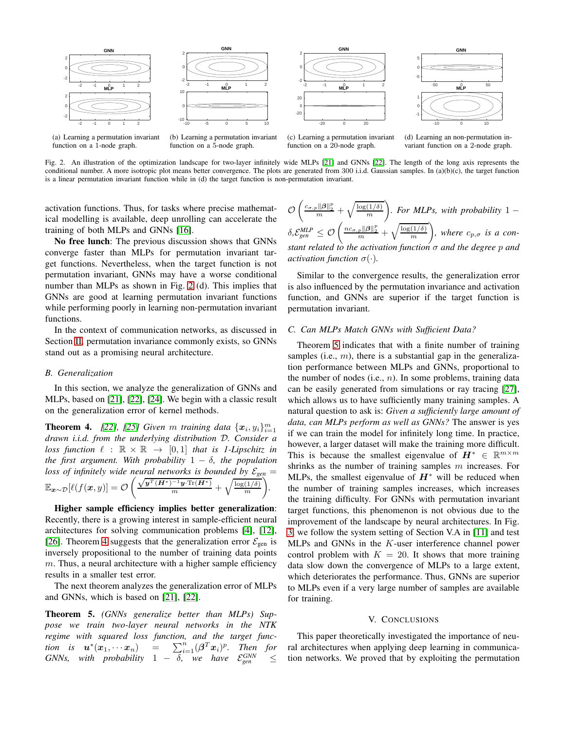(a) Learning a permutation invariant function on a 1-node graph.

(b) Learning a permutation invariant function on a 5-node graph.

(c) Learning a permutation invariant function on a 20-node graph.

(d) Learning an non-permutation invariant function on a 2-node graph.

Fig. 2. An illustration of the optimization landscape for two-layer infinitely wide MLPs [21] and GNNs [22]. The length of the long axis represents the conditional number. A more isotropic plot means better convergence. The plots are generated from 300 i.i.d. Gaussian samples. In (a)(b)(c), the target function is a linear permutation invariant function while in (d) the target function is non-permutation invariant.

activation functions. Thus, for tasks where precise mathematical modelling is available, deep unrolling can accelerate the training of both MLPs and GNNs [16].

**No free lunch**: The previous discussion shows that GNNs converge faster than MLPs for permutation invariant target functions. Nevertheless, when the target function is not permutation invariant, GNNs may have a worse conditional number than MLPs as shown in Fig. 2 (d). This implies that GNNs are good at learning permutation invariant functions while performing poorly in learning non-permutation invariant functions.

In the context of communication networks, as discussed in Section II, permutation invariance commonly exists, so GNNs stand out as a promising neural architecture.

### B. Generalization

In this section, we analyze the generalization of GNNs and MLPs, based on [21], [22], [24]. We begin with a classic result on the generalization error of kernel methods.

**Theorem 4.** *[22], [25] Given $m$ training data $\{\boldsymbol{x}_i, y_i\}_{i=1}^m$ drawn i.i.d. from the underlying distribution $\mathcal{D}$. Consider a loss function $\ell : \mathbb{R} \times \mathbb{R} \to [0,1]$ that is 1-Lipschitz in the first argument. With probability $1-\delta$, the population loss of infinitely wide neural networks is bounded by $\mathcal{E}_{gen} = \mathbb{E}_{\boldsymbol{x}\sim\mathcal{D}}[\ell(f(\boldsymbol{x}, y)] = \mathcal{O}\left(\frac{\sqrt{\boldsymbol{y}^T(\boldsymbol{H}^*)^{-1}\boldsymbol{y}\cdot \mathrm{Tr}(\boldsymbol{H}^*)}}{m} + \sqrt{\frac{\log(1/\delta)}{m}}\right)$.*

**Higher sample efficiency implies better generalization**: Recently, there is a growing interest in sample-efficient neural architectures for solving communication problems [4], [12], [26]. Theorem 4 suggests that the generalization error $\mathcal{E}_{\text{gen}}$ is inversely propositional to the number of training data points $m$. Thus, a neural architecture with a higher sample efficiency results in a smaller test error.

The next theorem analyzes the generalization error of MLPs and GNNs, which is based on [21], [22].

**Theorem 5.** *(GNNs generalize better than MLPs) Suppose we train two-layer neural networks in the NTK regime with squared loss function, and the target function is $\boldsymbol{u}^*(\boldsymbol{x}_1, \cdots \boldsymbol{x}_n) = \sum_{i=1}^n (\boldsymbol{\beta}^T\boldsymbol{x}_i)^p$. Then for GNNs, with probability $1-\delta$, we have $\mathcal{E}_{gen}^{GNN} \leq \mathcal{O}\left(\frac{c_{\sigma,p}\|\boldsymbol{\beta}\|_2^p}{m} + \sqrt{\frac{\log(1/\delta)}{m}}\right)$. For MLPs, with probability $1-\delta$, $\mathcal{E}_{gen}^{MLP} \leq \mathcal{O}\left(\frac{nc_{\sigma,p}\|\boldsymbol{\beta}\|_2^p}{m} + \sqrt{\frac{\log(1/\delta)}{m}}\right)$, where $c_{p,\sigma}$ is a constant related to the activation function $\sigma$ and the degree $p$ and activation function $\sigma(\cdot)$.*

Similar to the convergence results, the generalization error is also influenced by the permutation invariance and activation function, and GNNs are superior if the target function is permutation invariant.

### C. Can MLPs Match GNNs with Sufficient Data?

Theorem 5 indicates that with a finite number of training samples (i.e., $m$), there is a substantial gap in the generalization performance between MLPs and GNNs, proportional to the number of nodes (i.e., $n$). In some problems, training data can be easily generated from simulations or ray tracing [27], which allows us to have sufficiently many training samples. A natural question to ask is: *Given a sufficiently large amount of data, can MLPs perform as well as GNNs?* The answer is yes if we can train the model for infinitely long time. In practice, however, a larger dataset will make the training more difficult. This is because the smallest eigenvalue of $\boldsymbol{H}^* \in \mathbb{R}^{m\times m}$ shrinks as the number of training samples $m$ increases. For MLPs, the smallest eigenvalue of $\boldsymbol{H}^*$ will be reduced when the number of training samples increases, which increases the training difficulty. For GNNs with permutation invariant target functions, this phenomenon is not obvious due to the improvement of the landscape by neural architectures. In Fig. 3, we follow the system setting of Section V.A in [11] and test MLPs and GNNs in the $K$-user interference channel power control problem with $K = 20$. It shows that more training data slow down the convergence of MLPs to a large extent, which deteriorates the performance. Thus, GNNs are superior to MLPs even if a very large number of samples are available for training.

## V. Conclusions

This paper theoretically investigated the importance of neural architectures when applying deep learning in communication networks. We proved that by exploiting the permutation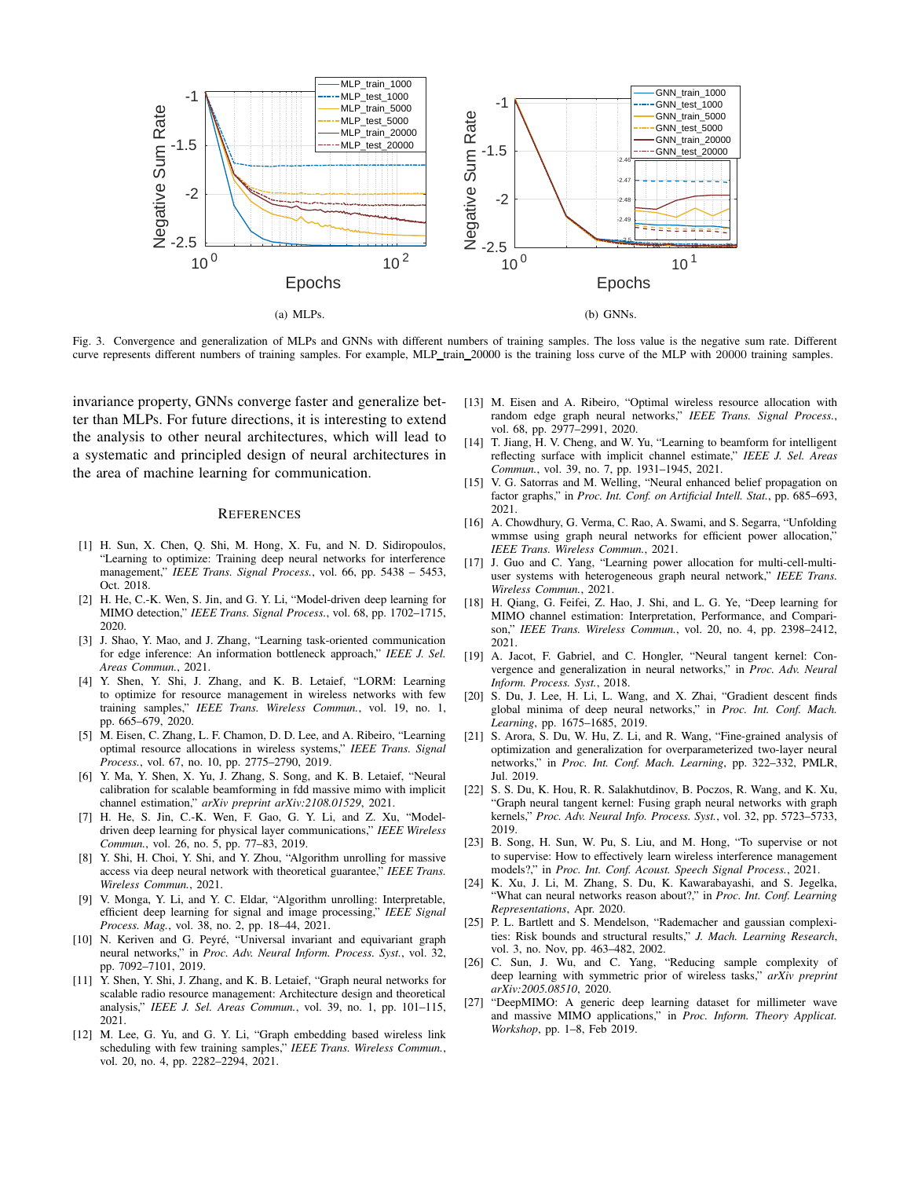Negative Sum Rate

-1

-1.5

-2

-2.5

$10^0$

$10^2$

Epochs

MLP_train_1000

MLP_test_1000

MLP_train_5000

MLP_test_5000

MLP_train_20000

MLP_test_20000

(a) MLPs.

Negative Sum Rate

-1

-1.5

-2

-2.5

$10^0$

$10^1$

Epochs

GNN_train_1000

GNN_test_1000

GNN_train_5000

GNN_test_5000

GNN_train_20000

GNN_test_20000

-2.46

-2.47

-2.48

-2.49

-2.5

(b) GNNs.

Fig. 3. Convergence and generalization of MLPs and GNNs with different numbers of training samples. The loss value is the negative sum rate. Different curve represents different numbers of training samples. For example, MLP_train_20000 is the training loss curve of the MLP with 20000 training samples.

invariance property, GNNs converge faster and generalize better than MLPs. For future directions, it is interesting to extend the analysis to other neural architectures, which will lead to a systematic and principled design of neural architectures in the area of machine learning for communication.

## References

[1] H. Sun, X. Chen, Q. Shi, M. Hong, X. Fu, and N. D. Sidiropoulos, "Learning to optimize: Training deep neural networks for interference management," *IEEE Trans. Signal Process.*, vol. 66, pp. 5438 – 5453, Oct. 2018.

[2] H. He, C.-K. Wen, S. Jin, and G. Y. Li, "Model-driven deep learning for MIMO detection," *IEEE Trans. Signal Process.*, vol. 68, pp. 1702–1715, 2020.

[3] J. Shao, Y. Mao, and J. Zhang, "Learning task-oriented communication for edge inference: An information bottleneck approach," *IEEE J. Sel. Areas Commun.*, 2021.

[4] Y. Shen, Y. Shi, J. Zhang, and K. B. Letaief, "LORM: Learning to optimize for resource management in wireless networks with few training samples," *IEEE Trans. Wireless Commun.*, vol. 19, no. 1, pp. 665–679, 2020.

[5] M. Eisen, C. Zhang, L. F. Chamon, D. D. Lee, and A. Ribeiro, "Learning optimal resource allocations in wireless systems," *IEEE Trans. Signal Process.*, vol. 67, no. 10, pp. 2775–2790, 2019.

[6] Y. Ma, Y. Shen, X. Yu, J. Zhang, S. Song, and K. B. Letaief, "Neural calibration for scalable beamforming in fdd massive mimo with implicit channel estimation," *arXiv preprint arXiv:2108.01529*, 2021.

[7] H. He, S. Jin, C.-K. Wen, F. Gao, G. Y. Li, and Z. Xu, "Model-driven deep learning for physical layer communications," *IEEE Wireless Commun.*, vol. 26, no. 5, pp. 77–83, 2019.

[8] Y. Shi, H. Choi, Y. Shi, and Y. Zhou, "Algorithm unrolling for massive access via deep neural network with theoretical guarantee," *IEEE Trans. Wireless Commun.*, 2021.

[9] V. Monga, Y. Li, and Y. C. Eldar, "Algorithm unrolling: Interpretable, efficient deep learning for signal and image processing," *IEEE Signal Process. Mag.*, vol. 38, no. 2, pp. 18–44, 2021.

[10] N. Keriven and G. Peyré, "Universal invariant and equivariant graph neural networks," in *Proc. Adv. Neural Inform. Process. Syst.*, vol. 32, pp. 7092–7101, 2019.

[11] Y. Shen, Y. Shi, J. Zhang, and K. B. Letaief, "Graph neural networks for scalable radio resource management: Architecture design and theoretical analysis," *IEEE J. Sel. Areas Commun.*, vol. 39, no. 1, pp. 101–115, 2021.

[12] M. Lee, G. Yu, and G. Y. Li, "Graph embedding based wireless link scheduling with few training samples," *IEEE Trans. Wireless Commun.*, vol. 20, no. 4, pp. 2282–2294, 2021.

[13] M. Eisen and A. Ribeiro, "Optimal wireless resource allocation with random edge graph neural networks," *IEEE Trans. Signal Process.*, vol. 68, pp. 2977–2991, 2020.

[14] T. Jiang, H. V. Cheng, and W. Yu, "Learning to beamform for intelligent reflecting surface with implicit channel estimate," *IEEE J. Sel. Areas Commun.*, vol. 39, no. 7, pp. 1931–1945, 2021.

[15] V. G. Satorras and M. Welling, "Neural enhanced belief propagation on factor graphs," in *Proc. Int. Conf. on Artificial Intell. Stat.*, pp. 685–693, 2021.

[16] A. Chowdhury, G. Verma, C. Rao, A. Swami, and S. Segarra, "Unfolding wmmse using graph neural networks for efficient power allocation," *IEEE Trans. Wireless Commun.*, 2021.

[17] J. Guo and C. Yang, "Learning power allocation for multi-cell-multi-user systems with heterogeneous graph neural network," *IEEE Trans. Wireless Commun.*, 2021.

[18] H. Qiang, G. Feifei, Z. Hao, J. Shi, and L. G. Ye, "Deep learning for MIMO channel estimation: Interpretation, Performance, and Comparison," *IEEE Trans. Wireless Commun.*, vol. 20, no. 4, pp. 2398–2412, 2021.

[19] A. Jacot, F. Gabriel, and C. Hongler, "Neural tangent kernel: Convergence and generalization in neural networks," in *Proc. Adv. Neural Inform. Process. Syst.*, 2018.

[20] S. Du, J. Lee, H. Li, L. Wang, and X. Zhai, "Gradient descent finds global minima of deep neural networks," in *Proc. Int. Conf. Mach. Learning*, pp. 1675–1685, 2019.

[21] S. Arora, S. Du, W. Hu, Z. Li, and R. Wang, "Fine-grained analysis of optimization and generalization for overparameterized two-layer neural networks," in *Proc. Int. Conf. Mach. Learning*, pp. 322–332, PMLR, Jul. 2019.

[22] S. S. Du, K. Hou, R. R. Salakhutdinov, B. Poczos, R. Wang, and K. Xu, "Graph neural tangent kernel: Fusing graph neural networks with graph kernels," *Proc. Adv. Neural Info. Process. Syst.*, vol. 32, pp. 5723–5733, 2019.

[23] B. Song, H. Sun, W. Pu, S. Liu, and M. Hong, "To supervise or not to supervise: How to effectively learn wireless interference management models?," in *Proc. Int. Conf. Acoust. Speech Signal Process.*, 2021.

[24] K. Xu, J. Li, M. Zhang, S. Du, K. Kawarabayashi, and S. Jegelka, "What can neural networks reason about?," in *Proc. Int. Conf. Learning Representations*, Apr. 2020.

[25] P. L. Bartlett and S. Mendelson, "Rademacher and gaussian complexities: Risk bounds and structural results," *J. Mach. Learning Research*, vol. 3, no. Nov, pp. 463–482, 2002.

[26] C. Sun, J. Wu, and C. Yang, "Reducing sample complexity of deep learning with symmetric prior of wireless tasks," *arXiv preprint arXiv:2005.08510*, 2020.

[27] "DeepMIMO: A generic deep learning dataset for millimeter wave and massive MIMO applications," in *Proc. Inform. Theory Applicat. Workshop*, pp. 1–8, Feb 2019.